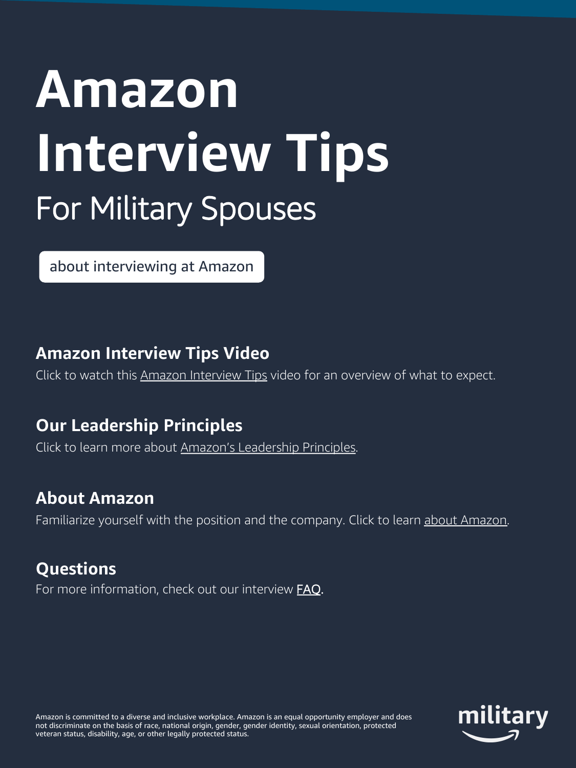# Amazon Interview Tips

## For Military Spouses

about interviewing at Amazon

### Amazon Interview Tips Video

Click to watch this Amazon Interview Tips video for an overview of what to expect.

### Our Leadership Principles

Click to learn more about Amazon's Leadership Principles.

### About Amazon

Familiarize yourself with the position and the company. Click to learn about Amazon.

### Questions

For more information, check out our interview FAQ.

Amazon is committed to a diverse and inclusive workplace. Amazon is an equal opportunity employer and does not discriminate on the basis of race, national origin, gender, gender identity, sexual orientation, protected veteran status, disability, age, or other legally protected status.

military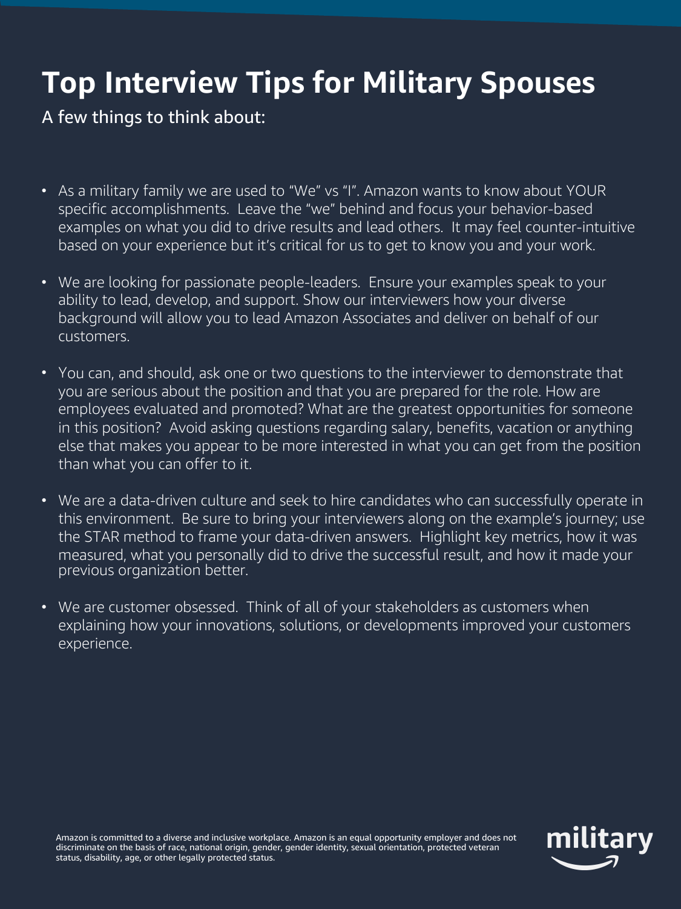# Top Interview Tips for Military Spouses

A few things to think about:

- As a military family we are used to "We" vs "I". Amazon wants to know about YOUR specific accomplishments. Leave the "we" behind and focus your behavior-based examples on what you did to drive results and lead others. It may feel counter-intuitive based on your experience but it's critical for us to get to know you and your work.
- We are looking for passionate people-leaders. Ensure your examples speak to your ability to lead, develop, and support. Show our interviewers how your diverse background will allow you to lead Amazon Associates and deliver on behalf of our customers.
- You can, and should, ask one or two questions to the interviewer to demonstrate that you are serious about the position and that you are prepared for the role. How are employees evaluated and promoted? What are the greatest opportunities for someone in this position? Avoid asking questions regarding salary, benefits, vacation or anything else that makes you appear to be more interested in what you can get from the position than what you can offer to it.
- We are a data-driven culture and seek to hire candidates who can successfully operate in this environment. Be sure to bring your interviewers along on the example's journey; use the STAR method to frame your data-driven answers. Highlight key metrics, how it was measured, what you personally did to drive the successful result, and how it made your previous organization better.
- We are customer obsessed. Think of all of your stakeholders as customers when explaining how your innovations, solutions, or developments improved your customers experience.

Amazon is committed to a diverse and inclusive workplace. Amazon is an equal opportunity employer and does not discriminate on the basis of race, national origin, gender, gender identity, sexual orientation, protected veteran status, disability, age, or other legally protected status.

military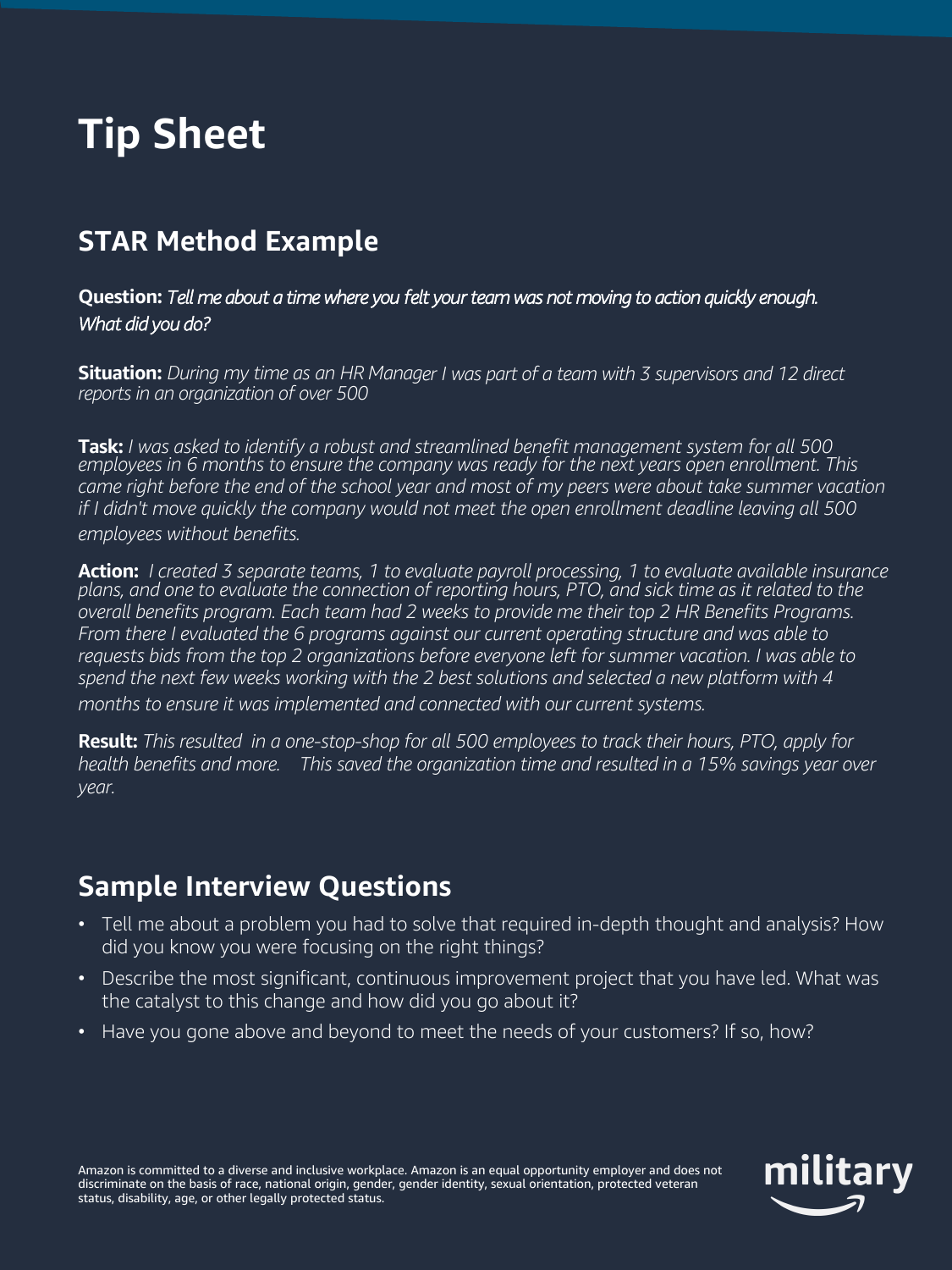# Tip Sheet

## STAR Method Example

**Question:** *Tell me about a time where you felt your team was not moving to action quickly enough. What did you do?*

**Situation:** *During my time as an HR Manager I was part of a team with 3 supervisors and 12 direct reports in an organization of over 500*

**Task:** *I was asked to identify a robust and streamlined benefit management system for all 500 employees in 6 months to ensure the company was ready for the next years open enrollment. This came right before the end of the school year and most of my peers were about take summer vacation if I didn't move quickly the company would not meet the open enrollment deadline leaving all 500 employees without benefits.*

**Action:** *I created 3 separate teams, 1 to evaluate payroll processing, 1 to evaluate available insurance plans, and one to evaluate the connection of reporting hours, PTO, and sick time as it related to the overall benefits program. Each team had 2 weeks to provide me their top 2 HR Benefits Programs. From there I evaluated the 6 programs against our current operating structure and was able to requests bids from the top 2 organizations before everyone left for summer vacation. I was able to spend the next few weeks working with the 2 best solutions and selected a new platform with 4 months to ensure it was implemented and connected with our current systems.*

**Result:** *This resulted in a one-stop-shop for all 500 employees to track their hours, PTO, apply for health benefits and more. This saved the organization time and resulted in a 15% savings year over year.*

## Sample Interview Questions

- Tell me about a problem you had to solve that required in-depth thought and analysis? How did you know you were focusing on the right things?
- Describe the most significant, continuous improvement project that you have led. What was the catalyst to this change and how did you go about it?
- Have you gone above and beyond to meet the needs of your customers? If so, how?

Amazon is committed to a diverse and inclusive workplace. Amazon is an equal opportunity employer and does not discriminate on the basis of race, national origin, gender, gender identity, sexual orientation, protected veteran status, disability, age, or other legally protected status.

military